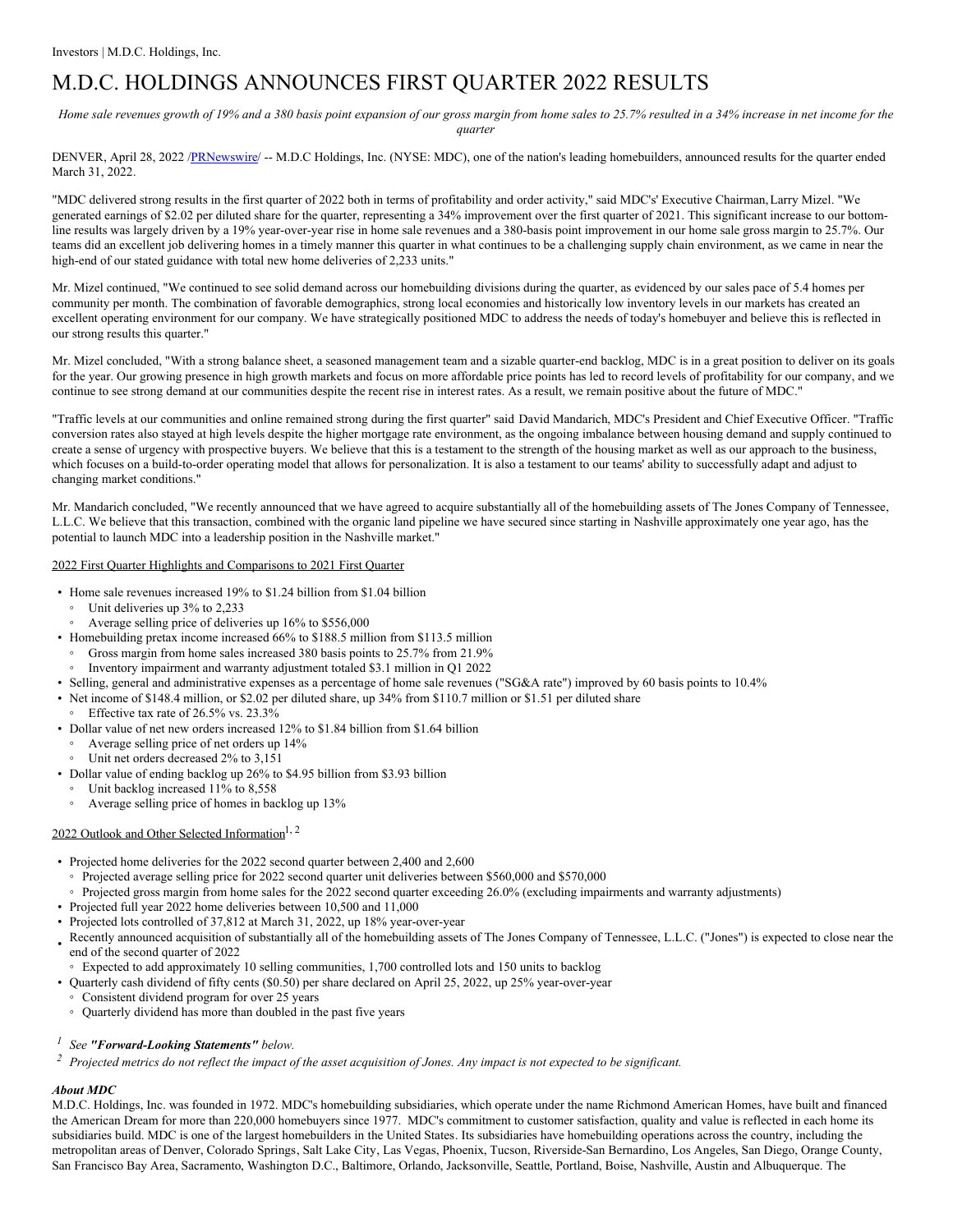Investors | M.D.C. Holdings, Inc.

# M.D.C. HOLDINGS ANNOUNCES FIRST QUARTER 2022 RESULTS

*Home sale revenues growth of 19% and a 380 basis point expansion of our gross margin from home sales to 25.7% resulted in a 34% increase in net income for the quarter*

DENVER, April 28, 2022 /PRNewswire/ -- M.D.C Holdings, Inc. (NYSE: MDC), one of the nation's leading homebuilders, announced results for the quarter ended March 31, 2022.

"MDC delivered strong results in the first quarter of 2022 both in terms of profitability and order activity," said MDC's' Executive Chairman, Larry Mizel. "We generated earnings of $2.02 per diluted share for the quarter, representing a 34% improvement over the first quarter of 2021. This significant increase to our bottom-line results was largely driven by a 19% year-over-year rise in home sale revenues and a 380-basis point improvement in our home sale gross margin to 25.7%. Our teams did an excellent job delivering homes in a timely manner this quarter in what continues to be a challenging supply chain environment, as we came in near the high-end of our stated guidance with total new home deliveries of 2,233 units."

Mr. Mizel continued, "We continued to see solid demand across our homebuilding divisions during the quarter, as evidenced by our sales pace of 5.4 homes per community per month. The combination of favorable demographics, strong local economies and historically low inventory levels in our markets has created an excellent operating environment for our company. We have strategically positioned MDC to address the needs of today's homebuyer and believe this is reflected in our strong results this quarter."

Mr. Mizel concluded, "With a strong balance sheet, a seasoned management team and a sizable quarter-end backlog, MDC is in a great position to deliver on its goals for the year. Our growing presence in high growth markets and focus on more affordable price points has led to record levels of profitability for our company, and we continue to see strong demand at our communities despite the recent rise in interest rates. As a result, we remain positive about the future of MDC."

"Traffic levels at our communities and online remained strong during the first quarter" said David Mandarich, MDC's President and Chief Executive Officer. "Traffic conversion rates also stayed at high levels despite the higher mortgage rate environment, as the ongoing imbalance between housing demand and supply continued to create a sense of urgency with prospective buyers. We believe that this is a testament to the strength of the housing market as well as our approach to the business, which focuses on a build-to-order operating model that allows for personalization. It is also a testament to our teams' ability to successfully adapt and adjust to changing market conditions."

Mr. Mandarich concluded, "We recently announced that we have agreed to acquire substantially all of the homebuilding assets of The Jones Company of Tennessee, L.L.C. We believe that this transaction, combined with the organic land pipeline we have secured since starting in Nashville approximately one year ago, has the potential to launch MDC into a leadership position in the Nashville market."

2022 First Quarter Highlights and Comparisons to 2021 First Quarter

- Home sale revenues increased 19% to $1.24 billion from $1.04 billion
  - Unit deliveries up 3% to 2,233
  - Average selling price of deliveries up 16% to $556,000
- Homebuilding pretax income increased 66% to $188.5 million from $113.5 million
  - Gross margin from home sales increased 380 basis points to 25.7% from 21.9%
  - Inventory impairment and warranty adjustment totaled $3.1 million in Q1 2022
- Selling, general and administrative expenses as a percentage of home sale revenues ("SG&A rate") improved by 60 basis points to 10.4%
- Net income of $148.4 million, or $2.02 per diluted share, up 34% from $110.7 million or $1.51 per diluted share
  - Effective tax rate of 26.5% vs. 23.3%
- Dollar value of net new orders increased 12% to $1.84 billion from $1.64 billion
  - Average selling price of net orders up 14%
  - Unit net orders decreased 2% to 3,151
- Dollar value of ending backlog up 26% to $4.95 billion from $3.93 billion
  - Unit backlog increased 11% to 8,558
  - Average selling price of homes in backlog up 13%

2022 Outlook and Other Selected Information[1, 2]

- Projected home deliveries for the 2022 second quarter between 2,400 and 2,600
  - Projected average selling price for 2022 second quarter unit deliveries between $560,000 and $570,000
  - Projected gross margin from home sales for the 2022 second quarter exceeding 26.0% (excluding impairments and warranty adjustments)
- Projected full year 2022 home deliveries between 10,500 and 11,000
- Projected lots controlled of 37,812 at March 31, 2022, up 18% year-over-year
- Recently announced acquisition of substantially all of the homebuilding assets of The Jones Company of Tennessee, L.L.C. ("Jones") is expected to close near the end of the second quarter of 2022
  - Expected to add approximately 10 selling communities, 1,700 controlled lots and 150 units to backlog
- Quarterly cash dividend of fifty cents ($0.50) per share declared on April 25, 2022, up 25% year-over-year
  - Consistent dividend program for over 25 years
  - Quarterly dividend has more than doubled in the past five years

[1] *See **"Forward-Looking Statements"** below.*

[2] *Projected metrics do not reflect the impact of the asset acquisition of Jones. Any impact is not expected to be significant.*

***About MDC***

M.D.C. Holdings, Inc. was founded in 1972. MDC's homebuilding subsidiaries, which operate under the name Richmond American Homes, have built and financed the American Dream for more than 220,000 homebuyers since 1977. MDC's commitment to customer satisfaction, quality and value is reflected in each home its subsidiaries build. MDC is one of the largest homebuilders in the United States. Its subsidiaries have homebuilding operations across the country, including the metropolitan areas of Denver, Colorado Springs, Salt Lake City, Las Vegas, Phoenix, Tucson, Riverside-San Bernardino, Los Angeles, San Diego, Orange County, San Francisco Bay Area, Sacramento, Washington D.C., Baltimore, Orlando, Jacksonville, Seattle, Portland, Boise, Nashville, Austin and Albuquerque. The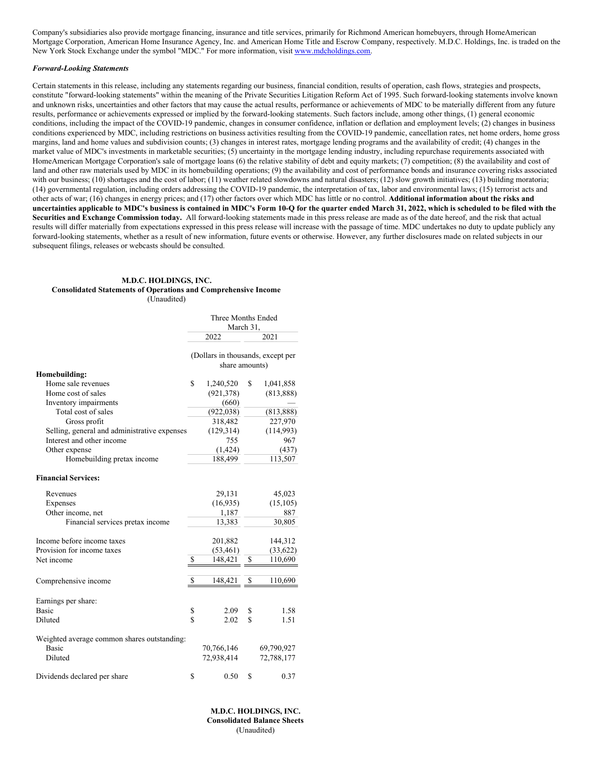Company's subsidiaries also provide mortgage financing, insurance and title services, primarily for Richmond American homebuyers, through HomeAmerican Mortgage Corporation, American Home Insurance Agency, Inc. and American Home Title and Escrow Company, respectively. M.D.C. Holdings, Inc. is traded on the New York Stock Exchange under the symbol "MDC." For more information, visit www.mdcholdings.com.

***Forward-Looking Statements***

Certain statements in this release, including any statements regarding our business, financial condition, results of operation, cash flows, strategies and prospects, constitute "forward-looking statements" within the meaning of the Private Securities Litigation Reform Act of 1995. Such forward-looking statements involve known and unknown risks, uncertainties and other factors that may cause the actual results, performance or achievements of MDC to be materially different from any future results, performance or achievements expressed or implied by the forward-looking statements. Such factors include, among other things, (1) general economic conditions, including the impact of the COVID-19 pandemic, changes in consumer confidence, inflation or deflation and employment levels; (2) changes in business conditions experienced by MDC, including restrictions on business activities resulting from the COVID-19 pandemic, cancellation rates, net home orders, home gross margins, land and home values and subdivision counts; (3) changes in interest rates, mortgage lending programs and the availability of credit; (4) changes in the market value of MDC's investments in marketable securities; (5) uncertainty in the mortgage lending industry, including repurchase requirements associated with HomeAmerican Mortgage Corporation's sale of mortgage loans (6) the relative stability of debt and equity markets; (7) competition; (8) the availability and cost of land and other raw materials used by MDC in its homebuilding operations; (9) the availability and cost of performance bonds and insurance covering risks associated with our business; (10) shortages and the cost of labor; (11) weather related slowdowns and natural disasters; (12) slow growth initiatives; (13) building moratoria; (14) governmental regulation, including orders addressing the COVID-19 pandemic, the interpretation of tax, labor and environmental laws; (15) terrorist acts and other acts of war; (16) changes in energy prices; and (17) other factors over which MDC has little or no control. **Additional information about the risks and uncertainties applicable to MDC's business is contained in MDC's Form 10-Q for the quarter ended March 31, 2022, which is scheduled to be filed with the Securities and Exchange Commission today.** All forward-looking statements made in this press release are made as of the date hereof, and the risk that actual results will differ materially from expectations expressed in this press release will increase with the passage of time. MDC undertakes no duty to update publicly any forward-looking statements, whether as a result of new information, future events or otherwise. However, any further disclosures made on related subjects in our subsequent filings, releases or webcasts should be consulted.

**M.D.C. HOLDINGS, INC.**
**Consolidated Statements of Operations and Comprehensive Income**
(Unaudited)

| | Three Months Ended March 31, | |
|---|---|---|
| | 2022 | 2021 |
| | (Dollars in thousands, except per share amounts) | |
| **Homebuilding:** | | |
| Home sale revenues | $ 1,240,520 | $ 1,041,858 |
| Home cost of sales | (921,378) | (813,888) |
| Inventory impairments | (660) | — |
| Total cost of sales | (922,038) | (813,888) |
| Gross profit | 318,482 | 227,970 |
| Selling, general and administrative expenses | (129,314) | (114,993) |
| Interest and other income | 755 | 967 |
| Other expense | (1,424) | (437) |
| Homebuilding pretax income | 188,499 | 113,507 |
| **Financial Services:** | | |
| Revenues | 29,131 | 45,023 |
| Expenses | (16,935) | (15,105) |
| Other income, net | 1,187 | 887 |
| Financial services pretax income | 13,383 | 30,805 |
| Income before income taxes | 201,882 | 144,312 |
| Provision for income taxes | (53,461) | (33,622) |
| Net income | $ 148,421 | $ 110,690 |
| Comprehensive income | $ 148,421 | $ 110,690 |
| Earnings per share: | | |
| Basic | $ 2.09 | $ 1.58 |
| Diluted | $ 2.02 | $ 1.51 |
| Weighted average common shares outstanding: | | |
| Basic | 70,766,146 | 69,790,927 |
| Diluted | 72,938,414 | 72,788,177 |
| Dividends declared per share | $ 0.50 | $ 0.37 |

**M.D.C. HOLDINGS, INC.**
**Consolidated Balance Sheets**
(Unaudited)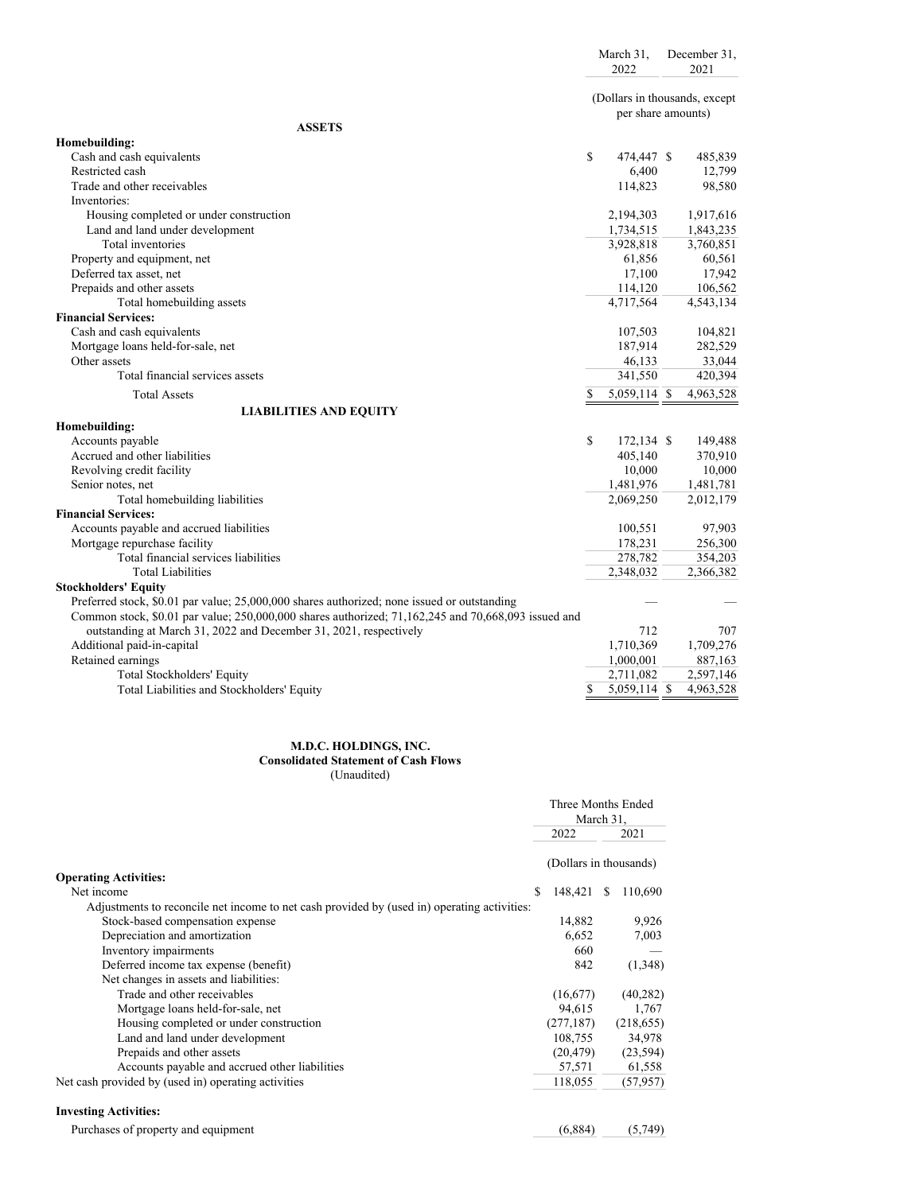| | March 31, 2022 | December 31, 2021 |
|---|---|---|
| | (Dollars in thousands, except per share amounts) | |
| **ASSETS** | | |
| **Homebuilding:** | | |
| Cash and cash equivalents | $ 474,447 | $ 485,839 |
| Restricted cash | 6,400 | 12,799 |
| Trade and other receivables | 114,823 | 98,580 |
| Inventories: | | |
| Housing completed or under construction | 2,194,303 | 1,917,616 |
| Land and land under development | 1,734,515 | 1,843,235 |
| Total inventories | 3,928,818 | 3,760,851 |
| Property and equipment, net | 61,856 | 60,561 |
| Deferred tax asset, net | 17,100 | 17,942 |
| Prepaids and other assets | 114,120 | 106,562 |
| Total homebuilding assets | 4,717,564 | 4,543,134 |
| **Financial Services:** | | |
| Cash and cash equivalents | 107,503 | 104,821 |
| Mortgage loans held-for-sale, net | 187,914 | 282,529 |
| Other assets | 46,133 | 33,044 |
| Total financial services assets | 341,550 | 420,394 |
| Total Assets | $ 5,059,114 | $ 4,963,528 |
| **LIABILITIES AND EQUITY** | | |
| **Homebuilding:** | | |
| Accounts payable | $ 172,134 | $ 149,488 |
| Accrued and other liabilities | 405,140 | 370,910 |
| Revolving credit facility | 10,000 | 10,000 |
| Senior notes, net | 1,481,976 | 1,481,781 |
| Total homebuilding liabilities | 2,069,250 | 2,012,179 |
| **Financial Services:** | | |
| Accounts payable and accrued liabilities | 100,551 | 97,903 |
| Mortgage repurchase facility | 178,231 | 256,300 |
| Total financial services liabilities | 278,782 | 354,203 |
| Total Liabilities | 2,348,032 | 2,366,382 |
| **Stockholders' Equity** | | |
| Preferred stock, $0.01 par value; 25,000,000 shares authorized; none issued or outstanding | — | — |
| Common stock, $0.01 par value; 250,000,000 shares authorized; 71,162,245 and 70,668,093 issued and outstanding at March 31, 2022 and December 31, 2021, respectively | 712 | 707 |
| Additional paid-in-capital | 1,710,369 | 1,709,276 |
| Retained earnings | 1,000,001 | 887,163 |
| Total Stockholders' Equity | 2,711,082 | 2,597,146 |
| Total Liabilities and Stockholders' Equity | $ 5,059,114 | $ 4,963,528 |

**M.D.C. HOLDINGS, INC.**
**Consolidated Statement of Cash Flows**
(Unaudited)

| | Three Months Ended March 31, | |
|---|---|---|
| | 2022 | 2021 |
| | (Dollars in thousands) | |
| **Operating Activities:** | | |
| Net income | $ 148,421 | $ 110,690 |
| Adjustments to reconcile net income to net cash provided by (used in) operating activities: | | |
| Stock-based compensation expense | 14,882 | 9,926 |
| Depreciation and amortization | 6,652 | 7,003 |
| Inventory impairments | 660 | — |
| Deferred income tax expense (benefit) | 842 | (1,348) |
| Net changes in assets and liabilities: | | |
| Trade and other receivables | (16,677) | (40,282) |
| Mortgage loans held-for-sale, net | 94,615 | 1,767 |
| Housing completed or under construction | (277,187) | (218,655) |
| Land and land under development | 108,755 | 34,978 |
| Prepaids and other assets | (20,479) | (23,594) |
| Accounts payable and accrued other liabilities | 57,571 | 61,558 |
| Net cash provided by (used in) operating activities | 118,055 | (57,957) |
| **Investing Activities:** | | |
| Purchases of property and equipment | (6,884) | (5,749) |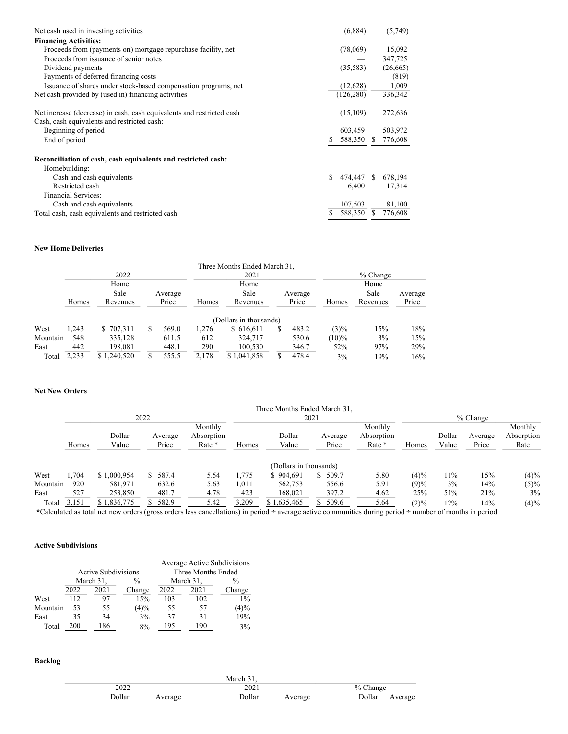| | | |
|---|---|---|
| Net cash used in investing activities | (6,884) | (5,749) |
| **Financing Activities:** | | |
| Proceeds from (payments on) mortgage repurchase facility, net | (78,069) | 15,092 |
| Proceeds from issuance of senior notes | — | 347,725 |
| Dividend payments | (35,583) | (26,665) |
| Payments of deferred financing costs | — | (819) |
| Issuance of shares under stock-based compensation programs, net | (12,628) | 1,009 |
| Net cash provided by (used in) financing activities | (126,280) | 336,342 |
| | | |
| Net increase (decrease) in cash, cash equivalents and restricted cash | (15,109) | 272,636 |
| Cash, cash equivalents and restricted cash: | | |
| Beginning of period | 603,459 | 503,972 |
| End of period | $ 588,350 | $ 776,608 |
| | | |
| **Reconciliation of cash, cash equivalents and restricted cash:** | | |
| Homebuilding: | | |
| Cash and cash equivalents | $ 474,447 | $ 678,194 |
| Restricted cash | 6,400 | 17,314 |
| Financial Services: | | |
| Cash and cash equivalents | 107,503 | 81,100 |
| Total cash, cash equivalents and restricted cash | $ 588,350 | $ 776,608 |

**New Home Deliveries**

| | Three Months Ended March 31, | | | | | | | | |
|---|---|---|---|---|---|---|---|---|---|
| | 2022 | | | 2021 | | | % Change | | |
| | Homes | Home Sale Revenues | Average Price | Homes | Home Sale Revenues | Average Price | Homes | Home Sale Revenues | Average Price |
| | | | | (Dollars in thousands) | | | | | |
| West | 1,243 | $ 707,311 | $ 569.0 | 1,276 | $ 616,611 | $ 483.2 | (3)% | 15% | 18% |
| Mountain | 548 | 335,128 | 611.5 | 612 | 324,717 | 530.6 | (10)% | 3% | 15% |
| East | 442 | 198,081 | 448.1 | 290 | 100,530 | 346.7 | 52% | 97% | 29% |
| Total | 2,233 | $ 1,240,520 | $ 555.5 | 2,178 | $ 1,041,858 | $ 478.4 | 3% | 19% | 16% |

**Net New Orders**

| | Three Months Ended March 31, | | | | | | | | | | | |
|---|---|---|---|---|---|---|---|---|---|---|---|---|
| | 2022 | | | | 2021 | | | | % Change | | | |
| | Homes | Dollar Value | Average Price | Monthly Absorption Rate * | Homes | Dollar Value | Average Price | Monthly Absorption Rate * | Homes | Dollar Value | Average Price | Monthly Absorption Rate |
| | | | | | | (Dollars in thousands) | | | | | | |
| West | 1,704 | $ 1,000,954 | $ 587.4 | 5.54 | 1,775 | $ 904,691 | $ 509.7 | 5.80 | (4)% | 11% | 15% | (4)% |
| Mountain | 920 | 581,971 | 632.6 | 5.63 | 1,011 | 562,753 | 556.6 | 5.91 | (9)% | 3% | 14% | (5)% |
| East | 527 | 253,850 | 481.7 | 4.78 | 423 | 168,021 | 397.2 | 4.62 | 25% | 51% | 21% | 3% |
| Total | 3,151 | $ 1,836,775 | $ 582.9 | 5.42 | 3,209 | $ 1,635,465 | $ 509.6 | 5.64 | (2)% | 12% | 14% | (4)% |

*Calculated as total net new orders (gross orders less cancellations) in period ÷ average active communities during period ÷ number of months in period

**Active Subdivisions**

| | Active Subdivisions | | | Average Active Subdivisions Three Months Ended | | |
|---|---|---|---|---|---|---|
| | March 31, | | % | March 31, | | % |
| | 2022 | 2021 | Change | 2022 | 2021 | Change |
| West | 112 | 97 | 15% | 103 | 102 | 1% |
| Mountain | 53 | 55 | (4)% | 55 | 57 | (4)% |
| East | 35 | 34 | 3% | 37 | 31 | 19% |
| Total | 200 | 186 | 8% | 195 | 190 | 3% |

**Backlog**

| March 31, | | | | | |
|---|---|---|---|---|---|
| 2022 | | 2021 | | % Change | |
| Dollar | Average | Dollar | Average | Dollar | Average |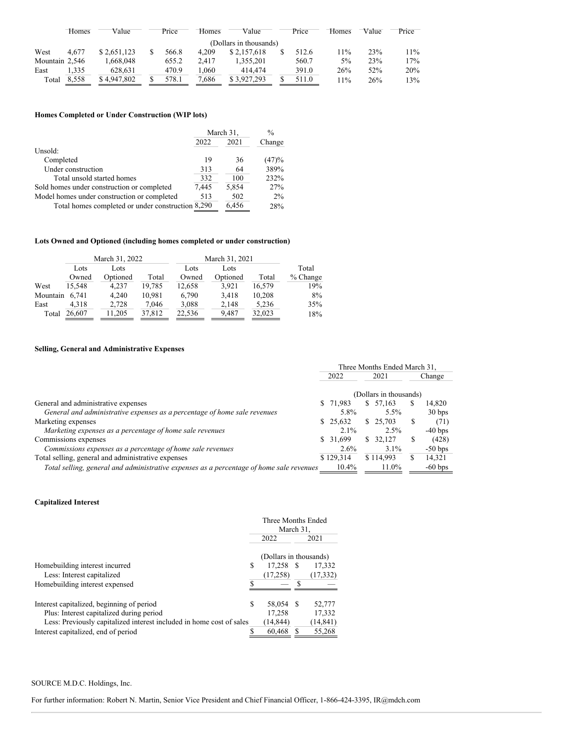| | Homes | Value | Price | Homes | Value | Price | Homes | Value | Price |
|---|---|---|---|---|---|---|---|---|---|
| | | | | | (Dollars in thousands) | | | | |
| West | 4,677 | $ 2,651,123 | $ 566.8 | 4,209 | $ 2,157,618 | $ 512.6 | 11% | 23% | 11% |
| Mountain | 2,546 | 1,668,048 | 655.2 | 2,417 | 1,355,201 | 560.7 | 5% | 23% | 17% |
| East | 1,335 | 628,631 | 470.9 | 1,060 | 414,474 | 391.0 | 26% | 52% | 20% |
| Total | 8,558 | $ 4,947,802 | $ 578.1 | 7,686 | $ 3,927,293 | $ 511.0 | 11% | 26% | 13% |

**Homes Completed or Under Construction (WIP lots)**

| | March 31, 2022 | March 31, 2021 | % Change |
|---|---|---|---|
| Unsold: | | | |
| Completed | 19 | 36 | (47)% |
| Under construction | 313 | 64 | 389% |
| Total unsold started homes | 332 | 100 | 232% |
| Sold homes under construction or completed | 7,445 | 5,854 | 27% |
| Model homes under construction or completed | 513 | 502 | 2% |
| Total homes completed or under construction | 8,290 | 6,456 | 28% |

**Lots Owned and Optioned (including homes completed or under construction)**

| | March 31, 2022 | | | March 31, 2021 | | | |
|---|---|---|---|---|---|---|---|
| | Lots Owned | Lots Optioned | Total | Lots Owned | Lots Optioned | Total | Total % Change |
| West | 15,548 | 4,237 | 19,785 | 12,658 | 3,921 | 16,579 | 19% |
| Mountain | 6,741 | 4,240 | 10,981 | 6,790 | 3,418 | 10,208 | 8% |
| East | 4,318 | 2,728 | 7,046 | 3,088 | 2,148 | 5,236 | 35% |
| Total | 26,607 | 11,205 | 37,812 | 22,536 | 9,487 | 32,023 | 18% |

**Selling, General and Administrative Expenses**

| | Three Months Ended March 31, 2022 | 2021 | Change |
|---|---|---|---|
| | (Dollars in thousands) | | |
| General and administrative expenses | $ 71,983 | $ 57,163 | $ 14,820 |
| *General and administrative expenses as a percentage of home sale revenues* | 5.8% | 5.5% | 30 bps |
| Marketing expenses | $ 25,632 | $ 25,703 | $ (71) |
| *Marketing expenses as a percentage of home sale revenues* | 2.1% | 2.5% | -40 bps |
| Commissions expenses | $ 31,699 | $ 32,127 | $ (428) |
| *Commissions expenses as a percentage of home sale revenues* | 2.6% | 3.1% | -50 bps |
| Total selling, general and administrative expenses | $ 129,314 | $ 114,993 | $ 14,321 |
| *Total selling, general and administrative expenses as a percentage of home sale revenues* | 10.4% | 11.0% | -60 bps |

**Capitalized Interest**

| | Three Months Ended March 31, 2022 | 2021 |
|---|---|---|
| | (Dollars in thousands) | |
| Homebuilding interest incurred | $ 17,258 | $ 17,332 |
| Less: Interest capitalized | (17,258) | (17,332) |
| Homebuilding interest expensed | $ — | $ — |
| | | |
| Interest capitalized, beginning of period | $ 58,054 | $ 52,777 |
| Plus: Interest capitalized during period | 17,258 | 17,332 |
| Less: Previously capitalized interest included in home cost of sales | (14,844) | (14,841) |
| Interest capitalized, end of period | $ 60,468 | $ 55,268 |

SOURCE M.D.C. Holdings, Inc.

For further information: Robert N. Martin, Senior Vice President and Chief Financial Officer, 1-866-424-3395, IR@mdch.com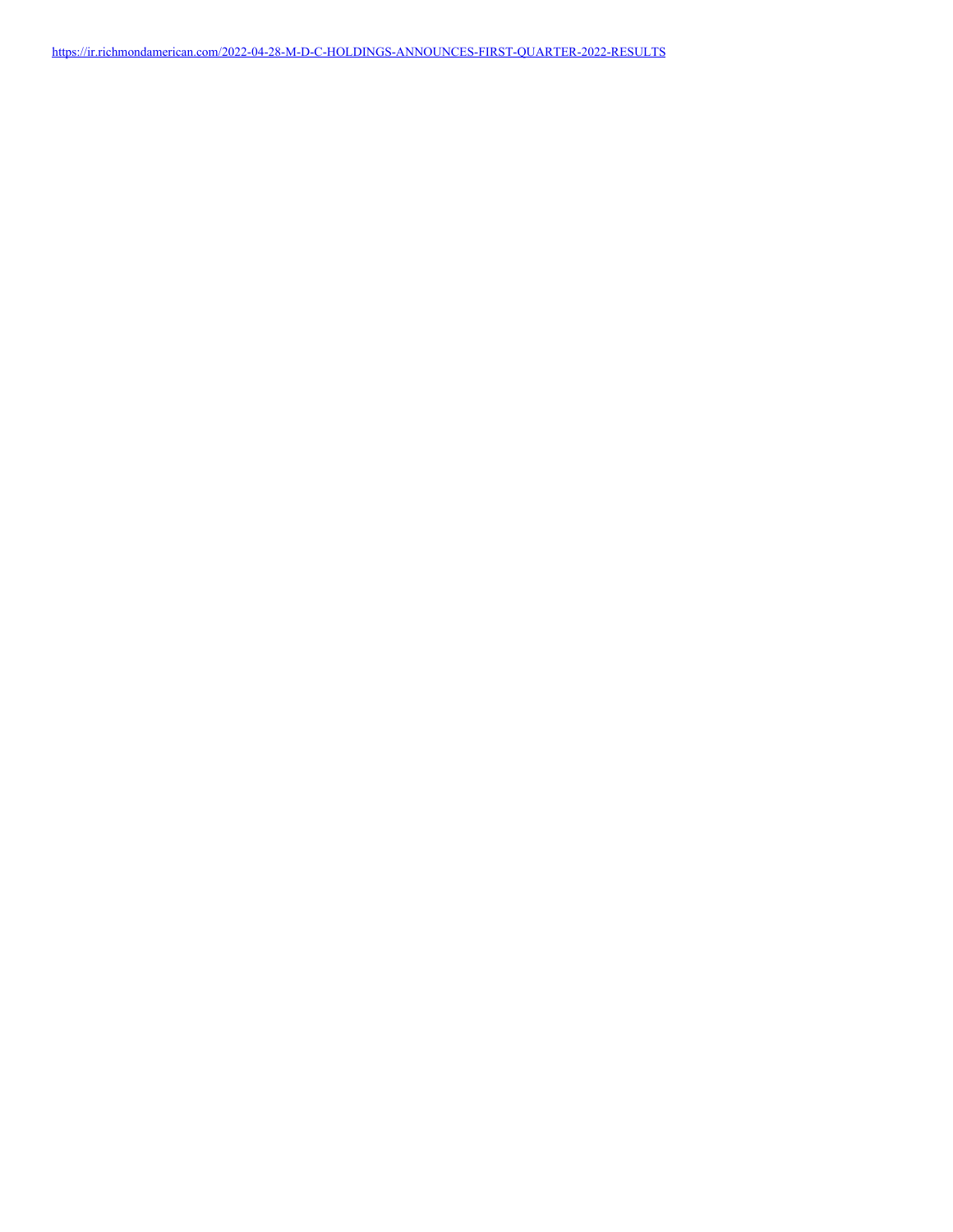https://ir.richmondamerican.com/2022-04-28-M-D-C-HOLDINGS-ANNOUNCES-FIRST-QUARTER-2022-RESULTS